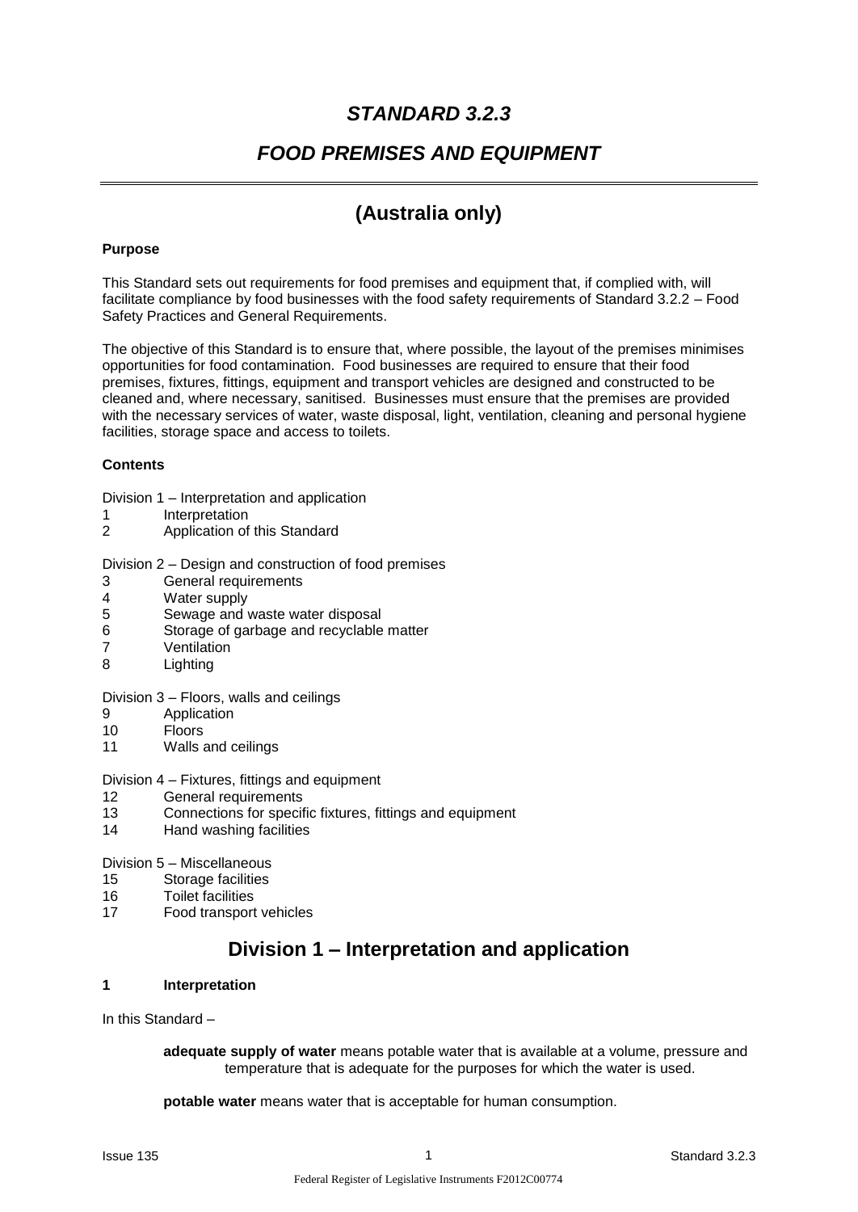# *STANDARD 3.2.3*

## *FOOD PREMISES AND EQUIPMENT*

## (Australia only)

**Purpose**

This Standard sets out requirements for food premises and equipment that, if complied with, will facilitate compliance by food businesses with the food safety requirements of Standard 3.2.2 – Food Safety Practices and General Requirements.

The objective of this Standard is to ensure that, where possible, the layout of the premises minimises opportunities for food contamination. Food businesses are required to ensure that their food premises, fixtures, fittings, equipment and transport vehicles are designed and constructed to be cleaned and, where necessary, sanitised. Businesses must ensure that the premises are provided with the necessary services of water, waste disposal, light, ventilation, cleaning and personal hygiene facilities, storage space and access to toilets.

**Contents**

Division 1 – Interpretation and application
1 Interpretation
2 Application of this Standard

Division 2 – Design and construction of food premises
3 General requirements
4 Water supply
5 Sewage and waste water disposal
6 Storage of garbage and recyclable matter
7 Ventilation
8 Lighting

Division 3 – Floors, walls and ceilings
9 Application
10 Floors
11 Walls and ceilings

Division 4 – Fixtures, fittings and equipment
12 General requirements
13 Connections for specific fixtures, fittings and equipment
14 Hand washing facilities

Division 5 – Miscellaneous
15 Storage facilities
16 Toilet facilities
17 Food transport vehicles

## Division 1 – Interpretation and application

**1 Interpretation**

In this Standard –

> **adequate supply of water** means potable water that is available at a volume, pressure and temperature that is adequate for the purposes for which the water is used.
>
> **potable water** means water that is acceptable for human consumption.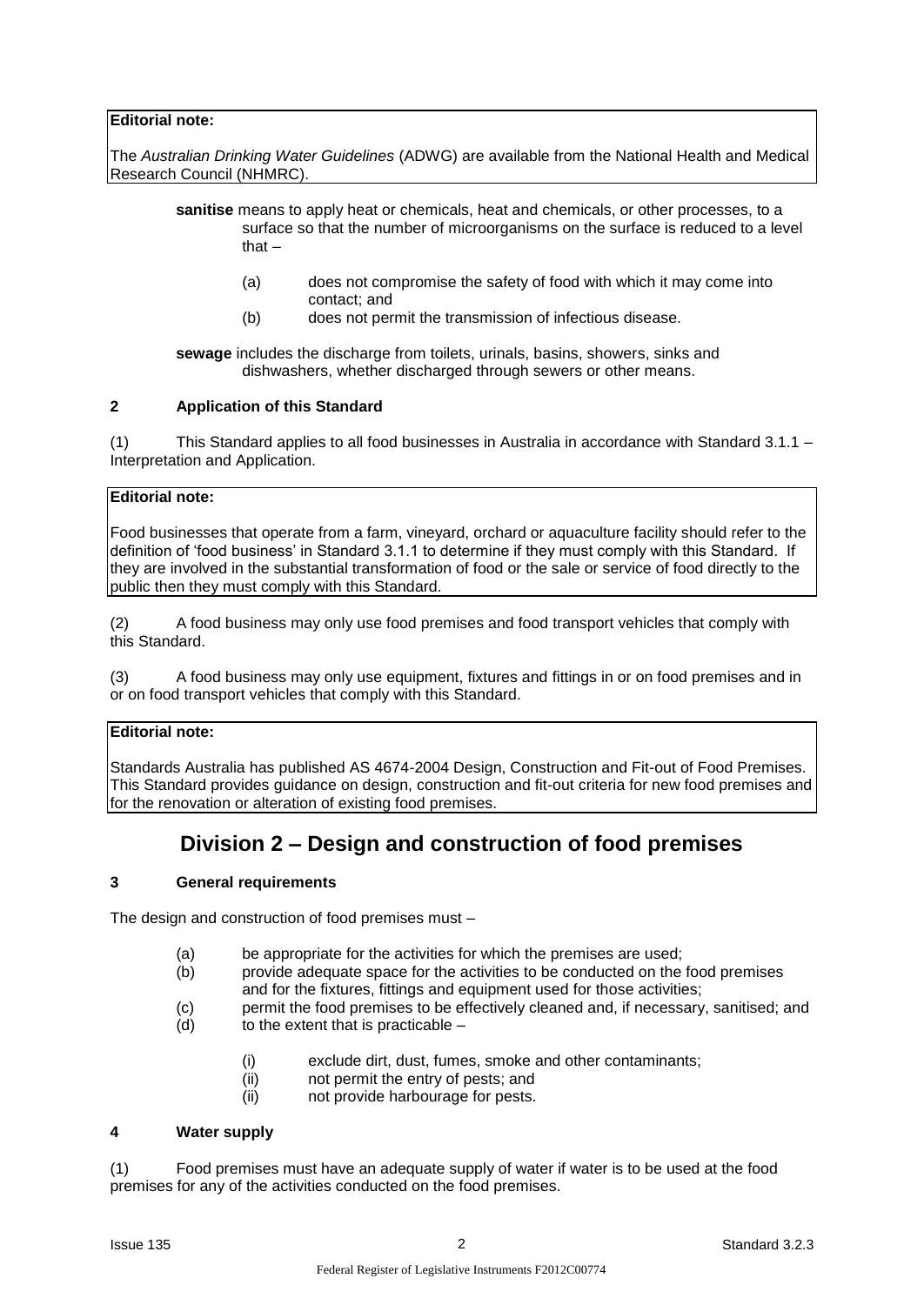**Editorial note:**

The *Australian Drinking Water Guidelines* (ADWG) are available from the National Health and Medical Research Council (NHMRC).

**sanitise** means to apply heat or chemicals, heat and chemicals, or other processes, to a surface so that the number of microorganisms on the surface is reduced to a level that –

(a) does not compromise the safety of food with which it may come into contact; and
(b) does not permit the transmission of infectious disease.

**sewage** includes the discharge from toilets, urinals, basins, showers, sinks and dishwashers, whether discharged through sewers or other means.

### 2 Application of this Standard

(1) This Standard applies to all food businesses in Australia in accordance with Standard 3.1.1 – Interpretation and Application.

**Editorial note:**

Food businesses that operate from a farm, vineyard, orchard or aquaculture facility should refer to the definition of 'food business' in Standard 3.1.1 to determine if they must comply with this Standard. If they are involved in the substantial transformation of food or the sale or service of food directly to the public then they must comply with this Standard.

(2) A food business may only use food premises and food transport vehicles that comply with this Standard.

(3) A food business may only use equipment, fixtures and fittings in or on food premises and in or on food transport vehicles that comply with this Standard.

**Editorial note:**

Standards Australia has published AS 4674-2004 Design, Construction and Fit-out of Food Premises. This Standard provides guidance on design, construction and fit-out criteria for new food premises and for the renovation or alteration of existing food premises.

## Division 2 – Design and construction of food premises

### 3 General requirements

The design and construction of food premises must –

(a) be appropriate for the activities for which the premises are used;
(b) provide adequate space for the activities to be conducted on the food premises and for the fixtures, fittings and equipment used for those activities;
(c) permit the food premises to be effectively cleaned and, if necessary, sanitised; and
(d) to the extent that is practicable –

  (i) exclude dirt, dust, fumes, smoke and other contaminants;
  (ii) not permit the entry of pests; and
  (ii) not provide harbourage for pests.

### 4 Water supply

(1) Food premises must have an adequate supply of water if water is to be used at the food premises for any of the activities conducted on the food premises.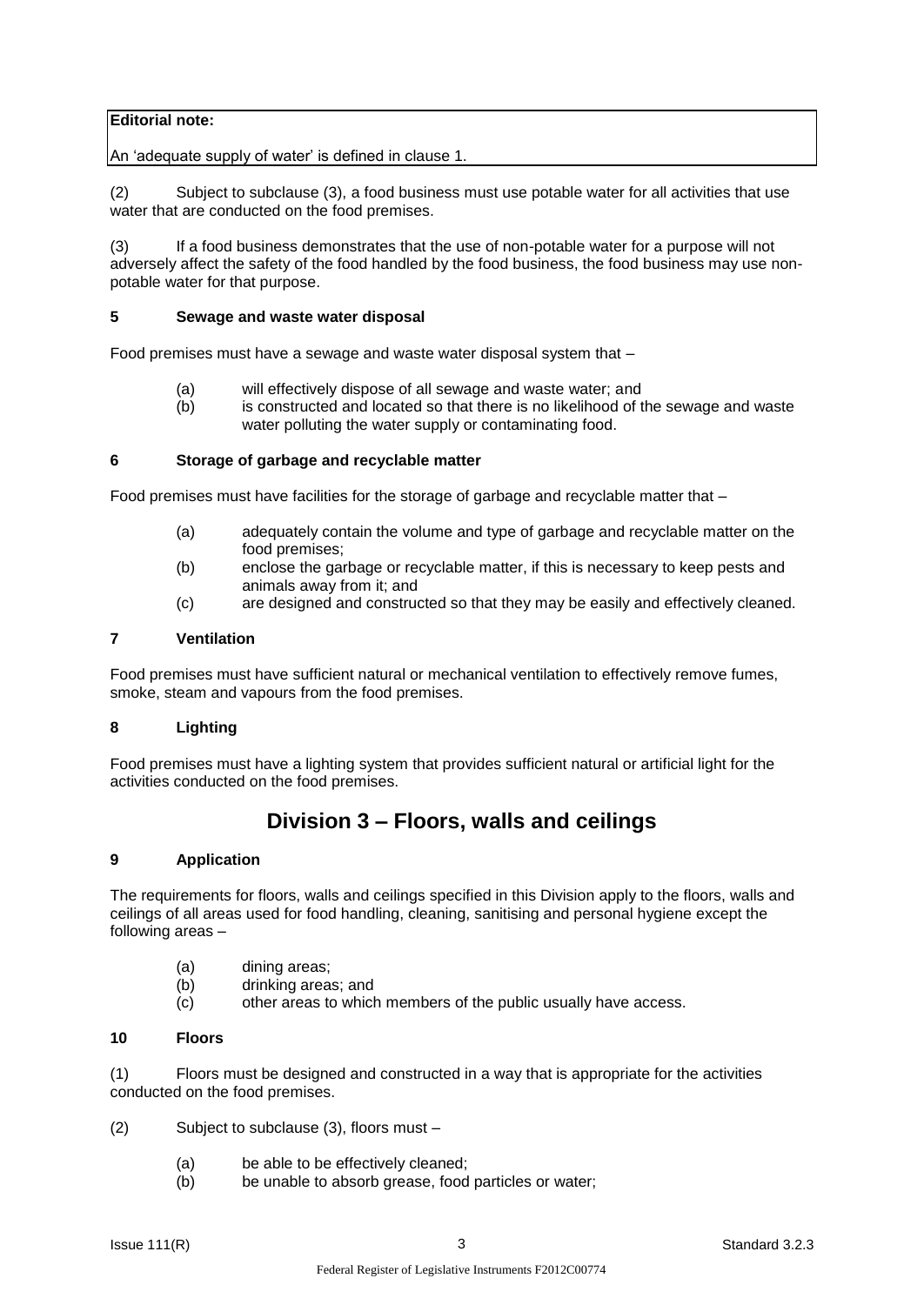**Editorial note:**

An 'adequate supply of water' is defined in clause 1.

(2) Subject to subclause (3), a food business must use potable water for all activities that use water that are conducted on the food premises.

(3) If a food business demonstrates that the use of non-potable water for a purpose will not adversely affect the safety of the food handled by the food business, the food business may use non-potable water for that purpose.

### 5 Sewage and waste water disposal

Food premises must have a sewage and waste water disposal system that –

- (a) will effectively dispose of all sewage and waste water; and
- (b) is constructed and located so that there is no likelihood of the sewage and waste water polluting the water supply or contaminating food.

### 6 Storage of garbage and recyclable matter

Food premises must have facilities for the storage of garbage and recyclable matter that –

- (a) adequately contain the volume and type of garbage and recyclable matter on the food premises;
- (b) enclose the garbage or recyclable matter, if this is necessary to keep pests and animals away from it; and
- (c) are designed and constructed so that they may be easily and effectively cleaned.

### 7 Ventilation

Food premises must have sufficient natural or mechanical ventilation to effectively remove fumes, smoke, steam and vapours from the food premises.

### 8 Lighting

Food premises must have a lighting system that provides sufficient natural or artificial light for the activities conducted on the food premises.

## Division 3 – Floors, walls and ceilings

### 9 Application

The requirements for floors, walls and ceilings specified in this Division apply to the floors, walls and ceilings of all areas used for food handling, cleaning, sanitising and personal hygiene except the following areas –

- (a) dining areas;
- (b) drinking areas; and
- (c) other areas to which members of the public usually have access.

### 10 Floors

(1) Floors must be designed and constructed in a way that is appropriate for the activities conducted on the food premises.

(2) Subject to subclause (3), floors must –

- (a) be able to be effectively cleaned;
- (b) be unable to absorb grease, food particles or water;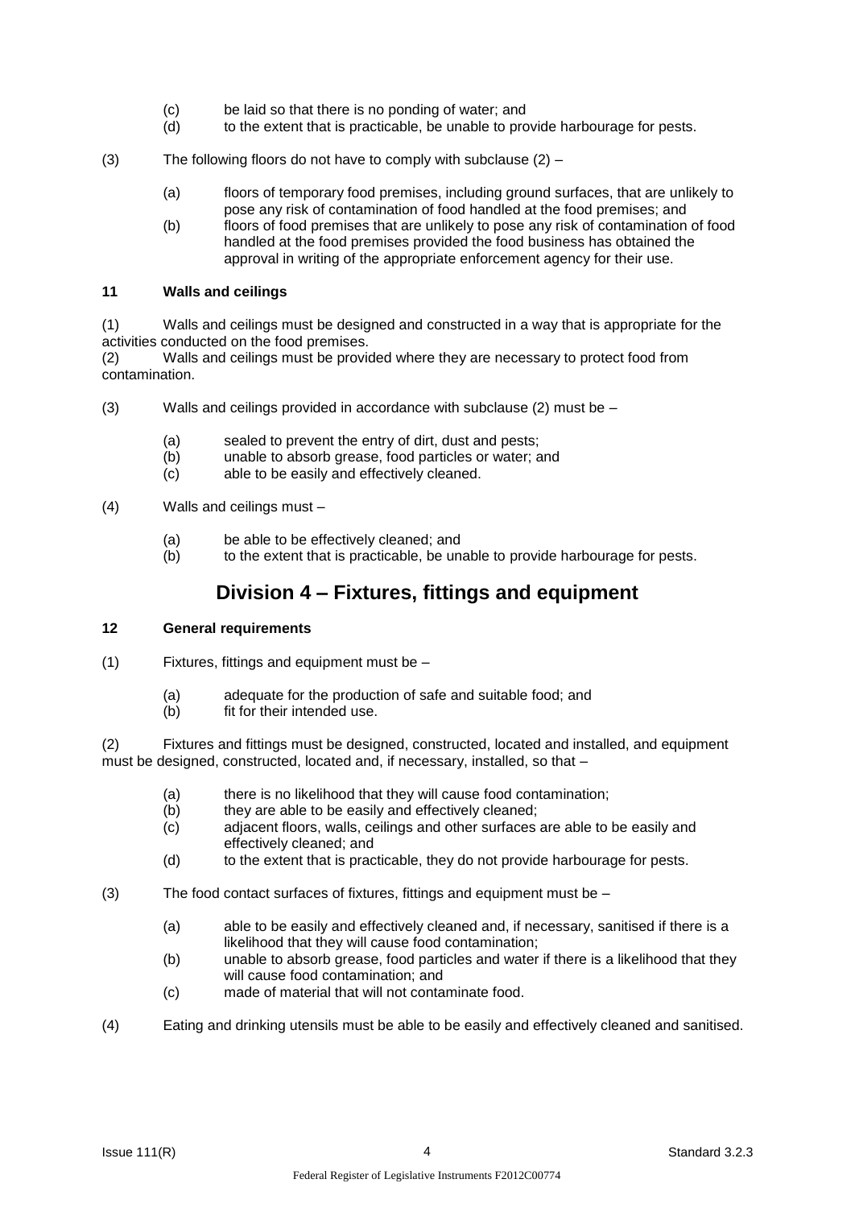(c) be laid so that there is no ponding of water; and

(d) to the extent that is practicable, be unable to provide harbourage for pests.

(3) The following floors do not have to comply with subclause (2) –

(a) floors of temporary food premises, including ground surfaces, that are unlikely to pose any risk of contamination of food handled at the food premises; and

(b) floors of food premises that are unlikely to pose any risk of contamination of food handled at the food premises provided the food business has obtained the approval in writing of the appropriate enforcement agency for their use.

**11 Walls and ceilings**

(1) Walls and ceilings must be designed and constructed in a way that is appropriate for the activities conducted on the food premises.

(2) Walls and ceilings must be provided where they are necessary to protect food from contamination.

(3) Walls and ceilings provided in accordance with subclause (2) must be –

(a) sealed to prevent the entry of dirt, dust and pests;

(b) unable to absorb grease, food particles or water; and

(c) able to be easily and effectively cleaned.

(4) Walls and ceilings must –

(a) be able to be effectively cleaned; and

(b) to the extent that is practicable, be unable to provide harbourage for pests.

## Division 4 – Fixtures, fittings and equipment

**12 General requirements**

(1) Fixtures, fittings and equipment must be –

(a) adequate for the production of safe and suitable food; and

(b) fit for their intended use.

(2) Fixtures and fittings must be designed, constructed, located and installed, and equipment must be designed, constructed, located and, if necessary, installed, so that –

(a) there is no likelihood that they will cause food contamination;

(b) they are able to be easily and effectively cleaned;

(c) adjacent floors, walls, ceilings and other surfaces are able to be easily and effectively cleaned; and

(d) to the extent that is practicable, they do not provide harbourage for pests.

(3) The food contact surfaces of fixtures, fittings and equipment must be –

(a) able to be easily and effectively cleaned and, if necessary, sanitised if there is a likelihood that they will cause food contamination;

(b) unable to absorb grease, food particles and water if there is a likelihood that they will cause food contamination; and

(c) made of material that will not contaminate food.

(4) Eating and drinking utensils must be able to be easily and effectively cleaned and sanitised.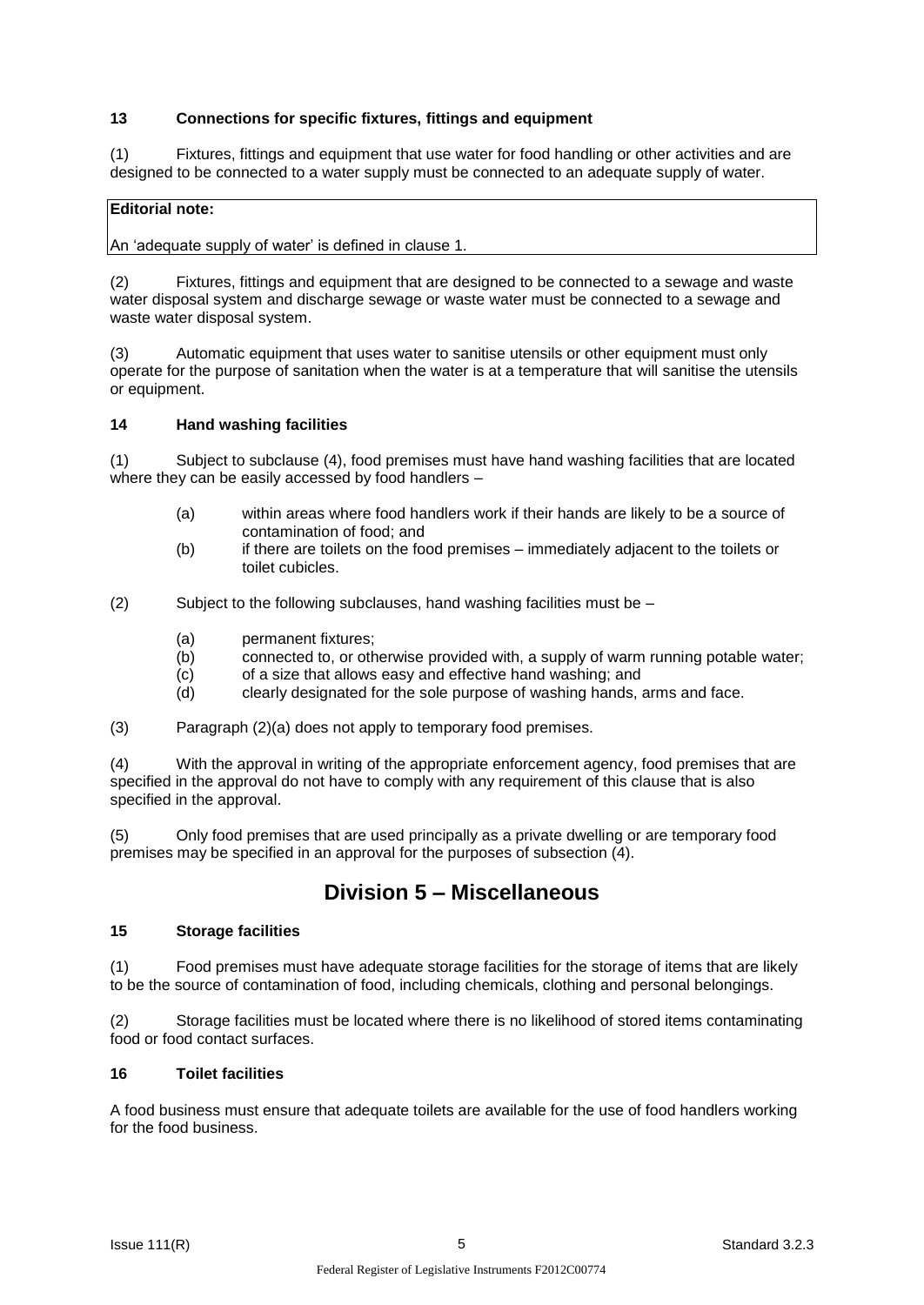### 13 Connections for specific fixtures, fittings and equipment

(1) Fixtures, fittings and equipment that use water for food handling or other activities and are designed to be connected to a water supply must be connected to an adequate supply of water.

**Editorial note:**

An 'adequate supply of water' is defined in clause 1.

(2) Fixtures, fittings and equipment that are designed to be connected to a sewage and waste water disposal system and discharge sewage or waste water must be connected to a sewage and waste water disposal system.

(3) Automatic equipment that uses water to sanitise utensils or other equipment must only operate for the purpose of sanitation when the water is at a temperature that will sanitise the utensils or equipment.

### 14 Hand washing facilities

(1) Subject to subclause (4), food premises must have hand washing facilities that are located where they can be easily accessed by food handlers –

- (a) within areas where food handlers work if their hands are likely to be a source of contamination of food; and
- (b) if there are toilets on the food premises – immediately adjacent to the toilets or toilet cubicles.

(2) Subject to the following subclauses, hand washing facilities must be –

- (a) permanent fixtures;
- (b) connected to, or otherwise provided with, a supply of warm running potable water;
- (c) of a size that allows easy and effective hand washing; and
- (d) clearly designated for the sole purpose of washing hands, arms and face.

(3) Paragraph (2)(a) does not apply to temporary food premises.

(4) With the approval in writing of the appropriate enforcement agency, food premises that are specified in the approval do not have to comply with any requirement of this clause that is also specified in the approval.

(5) Only food premises that are used principally as a private dwelling or are temporary food premises may be specified in an approval for the purposes of subsection (4).

## Division 5 – Miscellaneous

### 15 Storage facilities

(1) Food premises must have adequate storage facilities for the storage of items that are likely to be the source of contamination of food, including chemicals, clothing and personal belongings.

(2) Storage facilities must be located where there is no likelihood of stored items contaminating food or food contact surfaces.

### 16 Toilet facilities

A food business must ensure that adequate toilets are available for the use of food handlers working for the food business.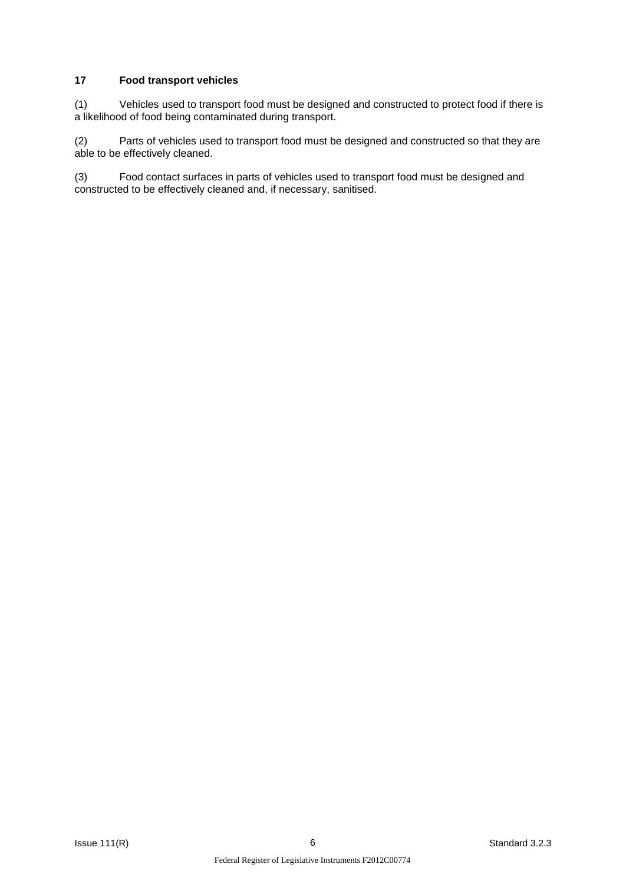### 17 Food transport vehicles

(1) Vehicles used to transport food must be designed and constructed to protect food if there is a likelihood of food being contaminated during transport.

(2) Parts of vehicles used to transport food must be designed and constructed so that they are able to be effectively cleaned.

(3) Food contact surfaces in parts of vehicles used to transport food must be designed and constructed to be effectively cleaned and, if necessary, sanitised.